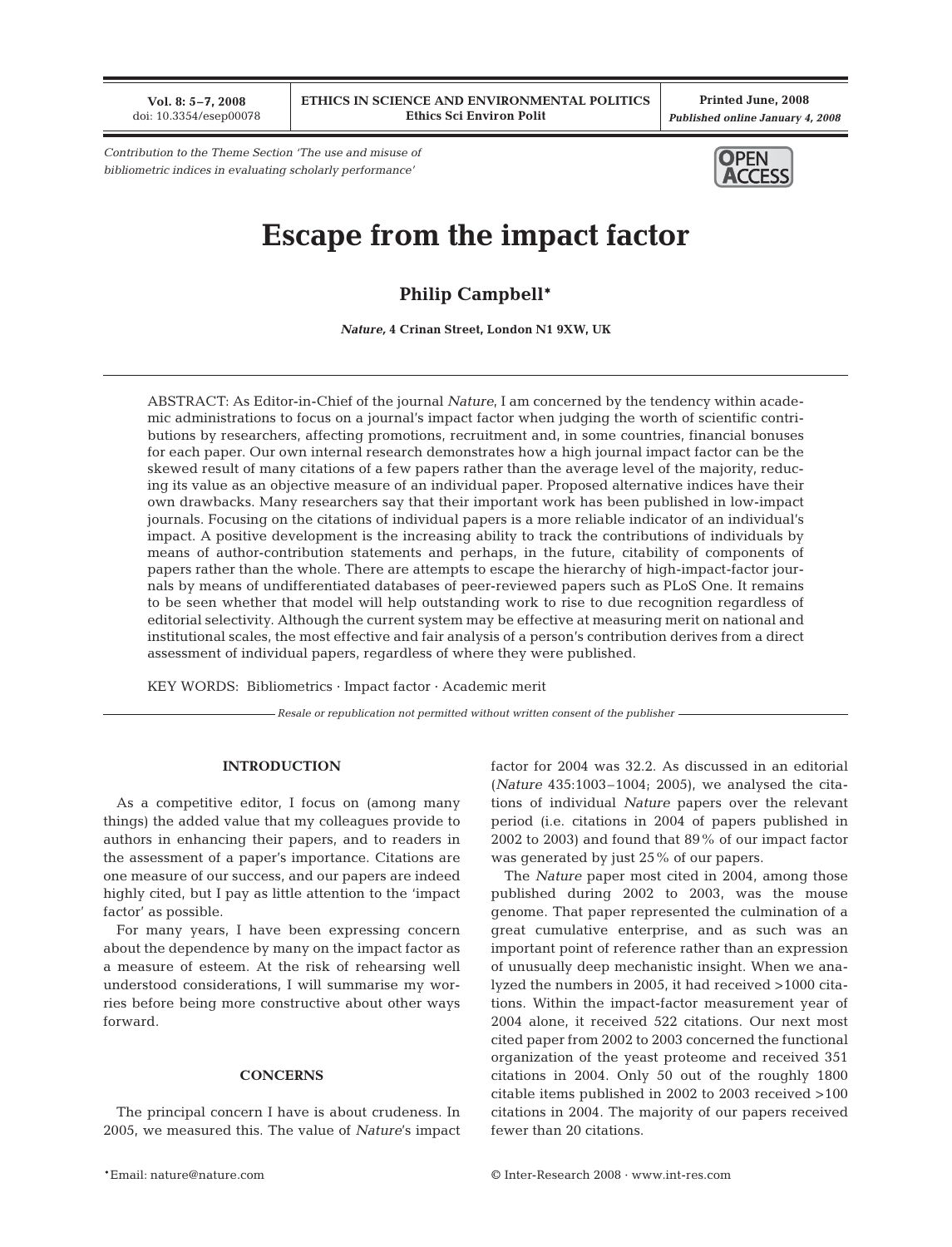*Contribution to the Theme Section 'The use and misuse of bibliometric indices in evaluating scholarly performance'*

# Escape from the impact factor

**Philip Campbell***

***Nature*, 4 Crinan Street, London N1 9XW, UK**

ABSTRACT: As Editor-in-Chief of the journal *Nature*, I am concerned by the tendency within academic administrations to focus on a journal's impact factor when judging the worth of scientific contributions by researchers, affecting promotions, recruitment and, in some countries, financial bonuses for each paper. Our own internal research demonstrates how a high journal impact factor can be the skewed result of many citations of a few papers rather than the average level of the majority, reducing its value as an objective measure of an individual paper. Proposed alternative indices have their own drawbacks. Many researchers say that their important work has been published in low-impact journals. Focusing on the citations of individual papers is a more reliable indicator of an individual's impact. A positive development is the increasing ability to track the contributions of individuals by means of author-contribution statements and perhaps, in the future, citability of components of papers rather than the whole. There are attempts to escape the hierarchy of high-impact-factor journals by means of undifferentiated databases of peer-reviewed papers such as PLoS One. It remains to be seen whether that model will help outstanding work to rise to due recognition regardless of editorial selectivity. Although the current system may be effective at measuring merit on national and institutional scales, the most effective and fair analysis of a person's contribution derives from a direct assessment of individual papers, regardless of where they were published.

KEY WORDS: Bibliometrics · Impact factor · Academic merit

*Resale or republication not permitted without written consent of the publisher*

## INTRODUCTION

As a competitive editor, I focus on (among many things) the added value that my colleagues provide to authors in enhancing their papers, and to readers in the assessment of a paper's importance. Citations are one measure of our success, and our papers are indeed highly cited, but I pay as little attention to the 'impact factor' as possible.

For many years, I have been expressing concern about the dependence by many on the impact factor as a measure of esteem. At the risk of rehearsing well understood considerations, I will summarise my worries before being more constructive about other ways forward.

## CONCERNS

The principal concern I have is about crudeness. In 2005, we measured this. The value of *Nature*'s impact factor for 2004 was 32.2. As discussed in an editorial (*Nature* 435:1003–1004; 2005), we analysed the citations of individual *Nature* papers over the relevant period (i.e. citations in 2004 of papers published in 2002 to 2003) and found that 89% of our impact factor was generated by just 25% of our papers.

The *Nature* paper most cited in 2004, among those published during 2002 to 2003, was the mouse genome. That paper represented the culmination of a great cumulative enterprise, and as such was an important point of reference rather than an expression of unusually deep mechanistic insight. When we analyzed the numbers in 2005, it had received >1000 citations. Within the impact-factor measurement year of 2004 alone, it received 522 citations. Our next most cited paper from 2002 to 2003 concerned the functional organization of the yeast proteome and received 351 citations in 2004. Only 50 out of the roughly 1800 citable items published in 2002 to 2003 received >100 citations in 2004. The majority of our papers received fewer than 20 citations.

*Email: nature@nature.com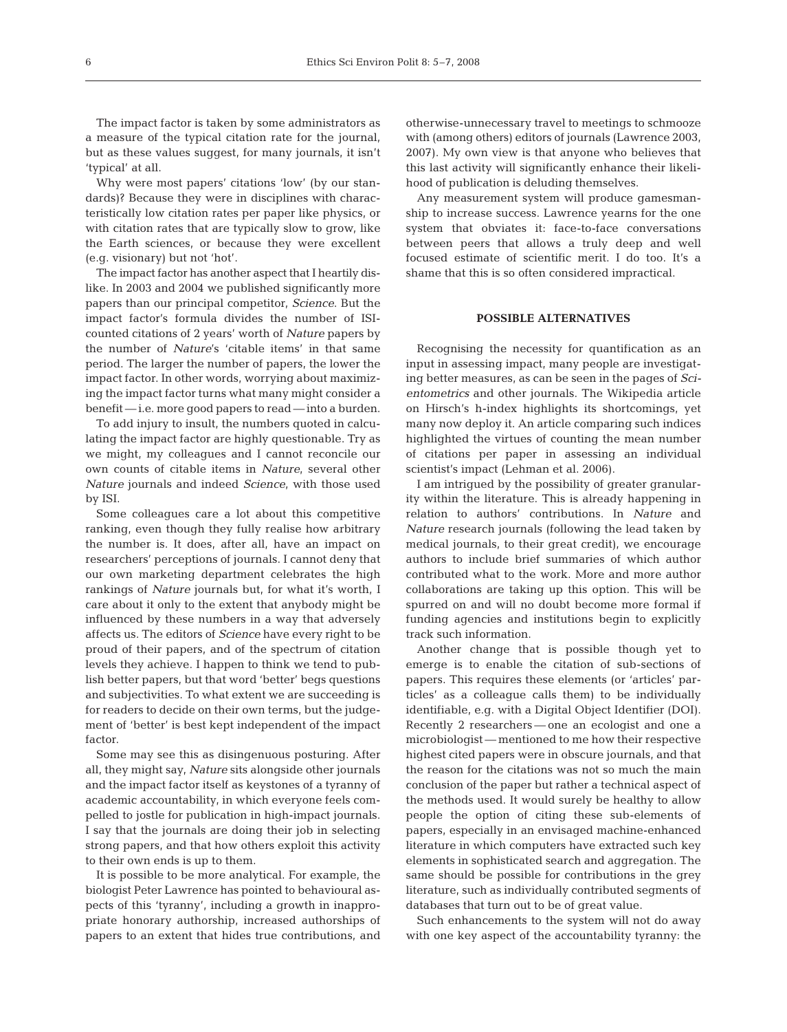The impact factor is taken by some administrators as a measure of the typical citation rate for the journal, but as these values suggest, for many journals, it isn't 'typical' at all.

Why were most papers' citations 'low' (by our standards)? Because they were in disciplines with characteristically low citation rates per paper like physics, or with citation rates that are typically slow to grow, like the Earth sciences, or because they were excellent (e.g. visionary) but not 'hot'.

The impact factor has another aspect that I heartily dislike. In 2003 and 2004 we published significantly more papers than our principal competitor, *Science*. But the impact factor's formula divides the number of ISI-counted citations of 2 years' worth of *Nature* papers by the number of *Nature*'s 'citable items' in that same period. The larger the number of papers, the lower the impact factor. In other words, worrying about maximizing the impact factor turns what many might consider a benefit — i.e. more good papers to read — into a burden.

To add injury to insult, the numbers quoted in calculating the impact factor are highly questionable. Try as we might, my colleagues and I cannot reconcile our own counts of citable items in *Nature*, several other *Nature* journals and indeed *Science*, with those used by ISI.

Some colleagues care a lot about this competitive ranking, even though they fully realise how arbitrary the number is. It does, after all, have an impact on researchers' perceptions of journals. I cannot deny that our own marketing department celebrates the high rankings of *Nature* journals but, for what it's worth, I care about it only to the extent that anybody might be influenced by these numbers in a way that adversely affects us. The editors of *Science* have every right to be proud of their papers, and of the spectrum of citation levels they achieve. I happen to think we tend to publish better papers, but that word 'better' begs questions and subjectivities. To what extent we are succeeding is for readers to decide on their own terms, but the judgement of 'better' is best kept independent of the impact factor.

Some may see this as disingenuous posturing. After all, they might say, *Nature* sits alongside other journals and the impact factor itself as keystones of a tyranny of academic accountability, in which everyone feels compelled to jostle for publication in high-impact journals. I say that the journals are doing their job in selecting strong papers, and that how others exploit this activity to their own ends is up to them.

It is possible to be more analytical. For example, the biologist Peter Lawrence has pointed to behavioural aspects of this 'tyranny', including a growth in inappropriate honorary authorship, increased authorships of papers to an extent that hides true contributions, and otherwise-unnecessary travel to meetings to schmooze with (among others) editors of journals (Lawrence 2003, 2007). My own view is that anyone who believes that this last activity will significantly enhance their likelihood of publication is deluding themselves.

Any measurement system will produce gamesmanship to increase success. Lawrence yearns for the one system that obviates it: face-to-face conversations between peers that allows a truly deep and well focused estimate of scientific merit. I do too. It's a shame that this is so often considered impractical.

## POSSIBLE ALTERNATIVES

Recognising the necessity for quantification as an input in assessing impact, many people are investigating better measures, as can be seen in the pages of *Scientometrics* and other journals. The Wikipedia article on Hirsch's h-index highlights its shortcomings, yet many now deploy it. An article comparing such indices highlighted the virtues of counting the mean number of citations per paper in assessing an individual scientist's impact (Lehman et al. 2006).

I am intrigued by the possibility of greater granularity within the literature. This is already happening in relation to authors' contributions. In *Nature* and *Nature* research journals (following the lead taken by medical journals, to their great credit), we encourage authors to include brief summaries of which author contributed what to the work. More and more author collaborations are taking up this option. This will be spurred on and will no doubt become more formal if funding agencies and institutions begin to explicitly track such information.

Another change that is possible though yet to emerge is to enable the citation of sub-sections of papers. This requires these elements (or 'articles' particles' as a colleague calls them) to be individually identifiable, e.g. with a Digital Object Identifier (DOI). Recently 2 researchers — one an ecologist and one a microbiologist — mentioned to me how their respective highest cited papers were in obscure journals, and that the reason for the citations was not so much the main conclusion of the paper but rather a technical aspect of the methods used. It would surely be healthy to allow people the option of citing these sub-elements of papers, especially in an envisaged machine-enhanced literature in which computers have extracted such key elements in sophisticated search and aggregation. The same should be possible for contributions in the grey literature, such as individually contributed segments of databases that turn out to be of great value.

Such enhancements to the system will not do away with one key aspect of the accountability tyranny: the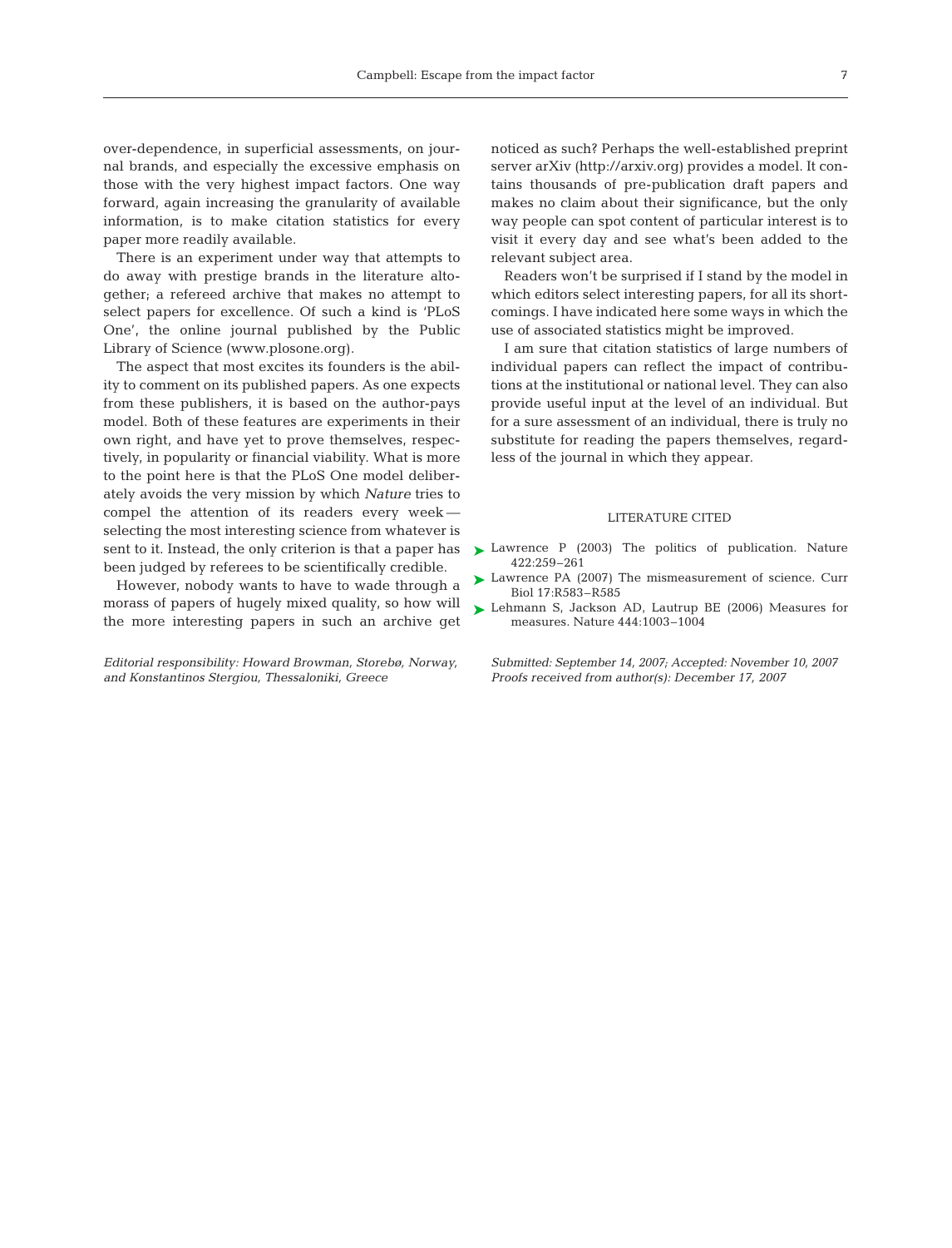over-dependence, in superficial assessments, on journal brands, and especially the excessive emphasis on those with the very highest impact factors. One way forward, again increasing the granularity of available information, is to make citation statistics for every paper more readily available.

There is an experiment under way that attempts to do away with prestige brands in the literature altogether; a refereed archive that makes no attempt to select papers for excellence. Of such a kind is 'PLoS One', the online journal published by the Public Library of Science (www.plosone.org).

The aspect that most excites its founders is the ability to comment on its published papers. As one expects from these publishers, it is based on the author-pays model. Both of these features are experiments in their own right, and have yet to prove themselves, respectively, in popularity or financial viability. What is more to the point here is that the PLoS One model deliberately avoids the very mission by which *Nature* tries to compel the attention of its readers every week — selecting the most interesting science from whatever is sent to it. Instead, the only criterion is that a paper has been judged by referees to be scientifically credible.

However, nobody wants to have to wade through a morass of papers of hugely mixed quality, so how will the more interesting papers in such an archive get noticed as such? Perhaps the well-established preprint server arXiv (http://arxiv.org) provides a model. It contains thousands of pre-publication draft papers and makes no claim about their significance, but the only way people can spot content of particular interest is to visit it every day and see what's been added to the relevant subject area.

Readers won't be surprised if I stand by the model in which editors select interesting papers, for all its shortcomings. I have indicated here some ways in which the use of associated statistics might be improved.

I am sure that citation statistics of large numbers of individual papers can reflect the impact of contributions at the institutional or national level. They can also provide useful input at the level of an individual. But for a sure assessment of an individual, there is truly no substitute for reading the papers themselves, regardless of the journal in which they appear.

## LITERATURE CITED

- Lawrence P (2003) The politics of publication. Nature 422:259–261
- Lawrence PA (2007) The mismeasurement of science. Curr Biol 17:R583–R585
- Lehmann S, Jackson AD, Lautrup BE (2006) Measures for measures. Nature 444:1003–1004

*Editorial responsibility: Howard Browman, Storebø, Norway, and Konstantinos Stergiou, Thessaloniki, Greece*

*Submitted: September 14, 2007; Accepted: November 10, 2007*
*Proofs received from author(s): December 17, 2007*